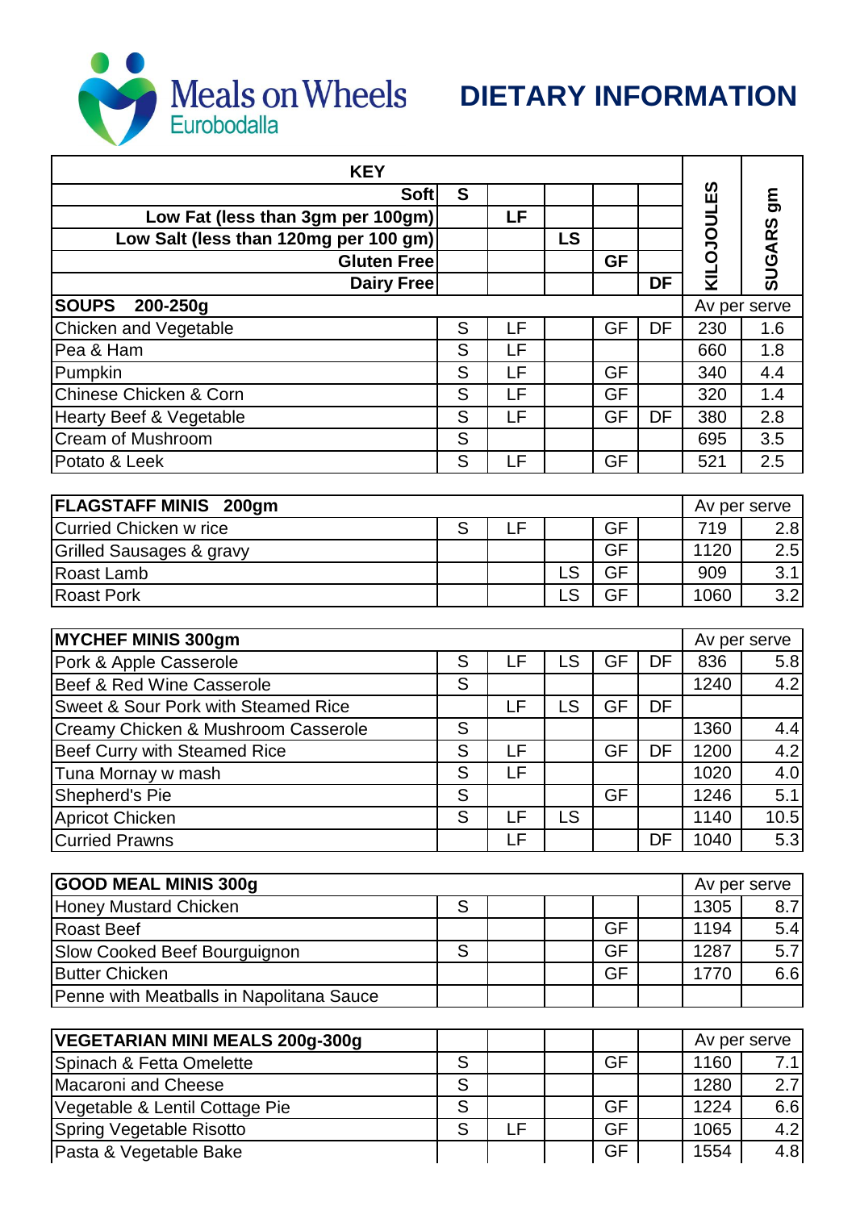Meals on Wheels Eurobodalla

# DIETARY INFORMATION

| KEY | | | | | | KILOJOULES | SUGARS gm |
|---|---|---|---|---|---|---|---|
| Soft | S | | | | | | |
| Low Fat (less than 3gm per 100gm) | | LF | | | | | |
| Low Salt (less than 120mg per 100 gm) | | | LS | | | | |
| Gluten Free | | | | GF | | | |
| Dairy Free | | | | | DF | | |
| **SOUPS 200-250g** | | | | | | Av per serve | |
| Chicken and Vegetable | S | LF | | GF | DF | 230 | 1.6 |
| Pea & Ham | S | LF | | | | 660 | 1.8 |
| Pumpkin | S | LF | | GF | | 340 | 4.4 |
| Chinese Chicken & Corn | S | LF | | GF | | 320 | 1.4 |
| Hearty Beef & Vegetable | S | LF | | GF | DF | 380 | 2.8 |
| Cream of Mushroom | S | | | | | 695 | 3.5 |
| Potato & Leek | S | LF | | GF | | 521 | 2.5 |

| **FLAGSTAFF MINIS 200gm** | | | | | | Av per serve | |
|---|---|---|---|---|---|---|---|
| Curried Chicken w rice | S | LF | | GF | | 719 | 2.8 |
| Grilled Sausages & gravy | | | | GF | | 1120 | 2.5 |
| Roast Lamb | | | LS | GF | | 909 | 3.1 |
| Roast Pork | | | LS | GF | | 1060 | 3.2 |

| **MYCHEF MINIS 300gm** | | | | | | Av per serve | |
|---|---|---|---|---|---|---|---|
| Pork & Apple Casserole | S | LF | LS | GF | DF | 836 | 5.8 |
| Beef & Red Wine Casserole | S | | | | | 1240 | 4.2 |
| Sweet & Sour Pork with Steamed Rice | | LF | LS | GF | DF | | |
| Creamy Chicken & Mushroom Casserole | S | | | | | 1360 | 4.4 |
| Beef Curry with Steamed Rice | S | LF | | GF | DF | 1200 | 4.2 |
| Tuna Mornay w mash | S | LF | | | | 1020 | 4.0 |
| Shepherd's Pie | S | | | GF | | 1246 | 5.1 |
| Apricot Chicken | S | LF | LS | | | 1140 | 10.5 |
| Curried Prawns | | LF | | | DF | 1040 | 5.3 |

| **GOOD MEAL MINIS 300g** | | | | | | Av per serve | |
|---|---|---|---|---|---|---|---|
| Honey Mustard Chicken | S | | | | | 1305 | 8.7 |
| Roast Beef | | | | GF | | 1194 | 5.4 |
| Slow Cooked Beef Bourguignon | S | | | GF | | 1287 | 5.7 |
| Butter Chicken | | | | GF | | 1770 | 6.6 |
| Penne with Meatballs in Napolitana Sauce | | | | | | | |

| **VEGETARIAN MINI MEALS 200g-300g** | | | | | | Av per serve | |
|---|---|---|---|---|---|---|---|
| Spinach & Fetta Omelette | S | | | GF | | 1160 | 7.1 |
| Macaroni and Cheese | S | | | | | 1280 | 2.7 |
| Vegetable & Lentil Cottage Pie | S | | | GF | | 1224 | 6.6 |
| Spring Vegetable Risotto | S | LF | | GF | | 1065 | 4.2 |
| Pasta & Vegetable Bake | | | | GF | | 1554 | 4.8 |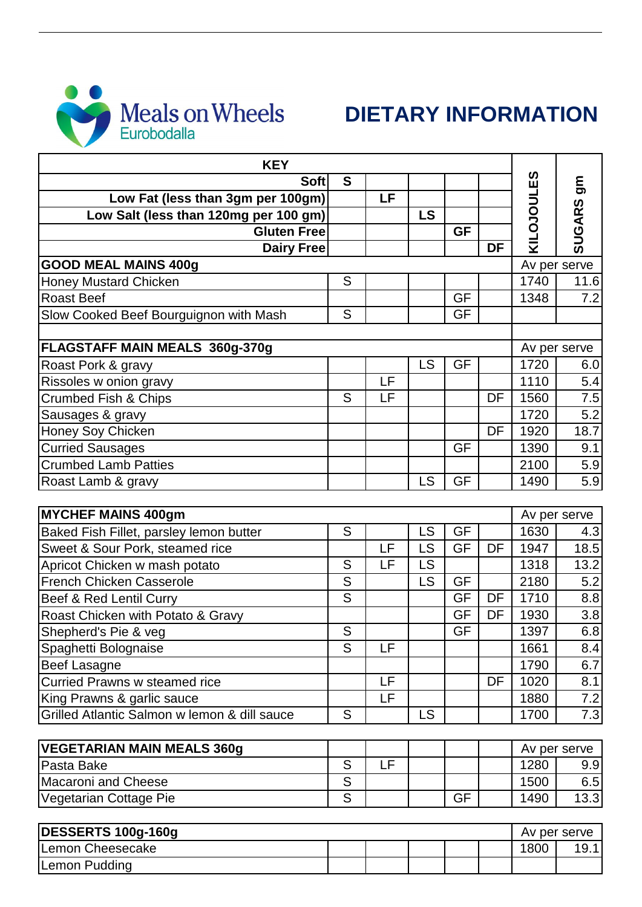Meals on Wheels
Eurobodalla

# DIETARY INFORMATION

| KEY | | | | | | KILOJOULES | SUGARS gm |
|---|---|---|---|---|---|---|---|
| Soft | S | | | | | | |
| Low Fat (less than 3gm per 100gm) | | LF | | | | | |
| Low Salt (less than 120mg per 100 gm) | | | LS | | | | |
| Gluten Free | | | | GF | | | |
| Dairy Free | | | | | DF | | |
| **GOOD MEAL MAINS 400g** | | | | | | Av per serve | |
| Honey Mustard Chicken | S | | | | | 1740 | 11.6 |
| Roast Beef | | | | GF | | 1348 | 7.2 |
| Slow Cooked Beef Bourguignon with Mash | S | | | GF | | | |
| | | | | | | | |
| **FLAGSTAFF MAIN MEALS 360g-370g** | | | | | | Av per serve | |
| Roast Pork & gravy | | | LS | GF | | 1720 | 6.0 |
| Rissoles w onion gravy | | LF | | | | 1110 | 5.4 |
| Crumbed Fish & Chips | S | LF | | | DF | 1560 | 7.5 |
| Sausages & gravy | | | | | | 1720 | 5.2 |
| Honey Soy Chicken | | | | | DF | 1920 | 18.7 |
| Curried Sausages | | | | GF | | 1390 | 9.1 |
| Crumbed Lamb Patties | | | | | | 2100 | 5.9 |
| Roast Lamb & gravy | | | LS | GF | | 1490 | 5.9 |

| **MYCHEF MAINS 400gm** | | | | | | Av per serve | |
|---|---|---|---|---|---|---|---|
| Baked Fish Fillet, parsley lemon butter | S | | LS | GF | | 1630 | 4.3 |
| Sweet & Sour Pork, steamed rice | | LF | LS | GF | DF | 1947 | 18.5 |
| Apricot Chicken w mash potato | S | LF | LS | | | 1318 | 13.2 |
| French Chicken Casserole | S | | LS | GF | | 2180 | 5.2 |
| Beef & Red Lentil Curry | S | | | GF | DF | 1710 | 8.8 |
| Roast Chicken with Potato & Gravy | | | | GF | DF | 1930 | 3.8 |
| Shepherd's Pie & veg | S | | | GF | | 1397 | 6.8 |
| Spaghetti Bolognaise | S | LF | | | | 1661 | 8.4 |
| Beef Lasagne | | | | | | 1790 | 6.7 |
| Curried Prawns w steamed rice | | LF | | | DF | 1020 | 8.1 |
| King Prawns & garlic sauce | | LF | | | | 1880 | 7.2 |
| Grilled Atlantic Salmon w lemon & dill sauce | S | | LS | | | 1700 | 7.3 |

| **VEGETARIAN MAIN MEALS 360g** | | | | | | Av per serve | |
|---|---|---|---|---|---|---|---|
| Pasta Bake | S | LF | | | | 1280 | 9.9 |
| Macaroni and Cheese | S | | | | | 1500 | 6.5 |
| Vegetarian Cottage Pie | S | | | GF | | 1490 | 13.3 |

| **DESSERTS 100g-160g** | | | | | | Av per serve | |
|---|---|---|---|---|---|---|---|
| Lemon Cheesecake | | | | | | 1800 | 19.1 |
| Lemon Pudding | | | | | | | |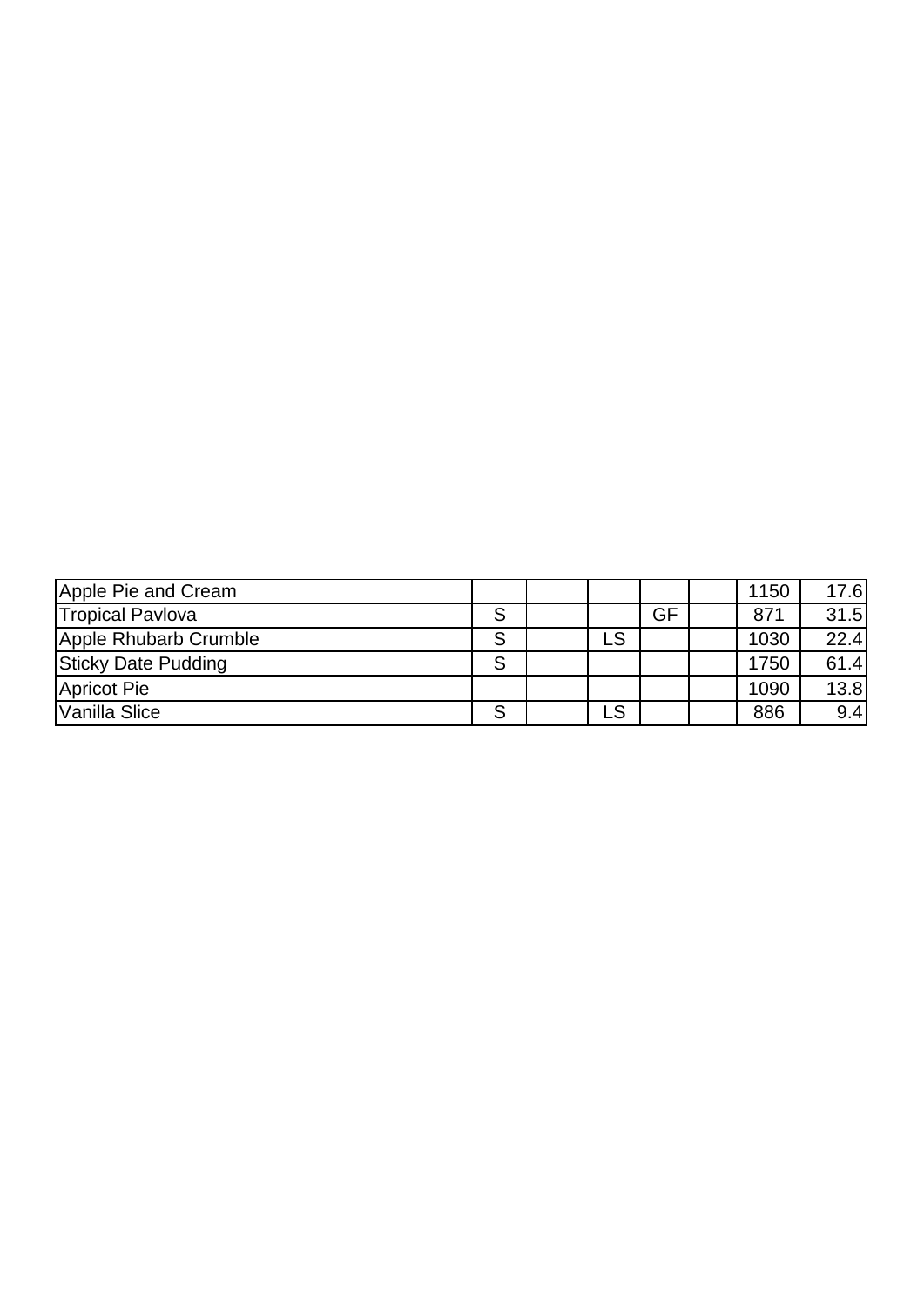| | | | | | | | |
|---|---|---|---|---|---|---|---|
| Apple Pie and Cream | | | | | | 1150 | 17.6 |
| Tropical Pavlova | S | | | GF | | 871 | 31.5 |
| Apple Rhubarb Crumble | S | | LS | | | 1030 | 22.4 |
| Sticky Date Pudding | S | | | | | 1750 | 61.4 |
| Apricot Pie | | | | | | 1090 | 13.8 |
| Vanilla Slice | S | | LS | | | 886 | 9.4 |